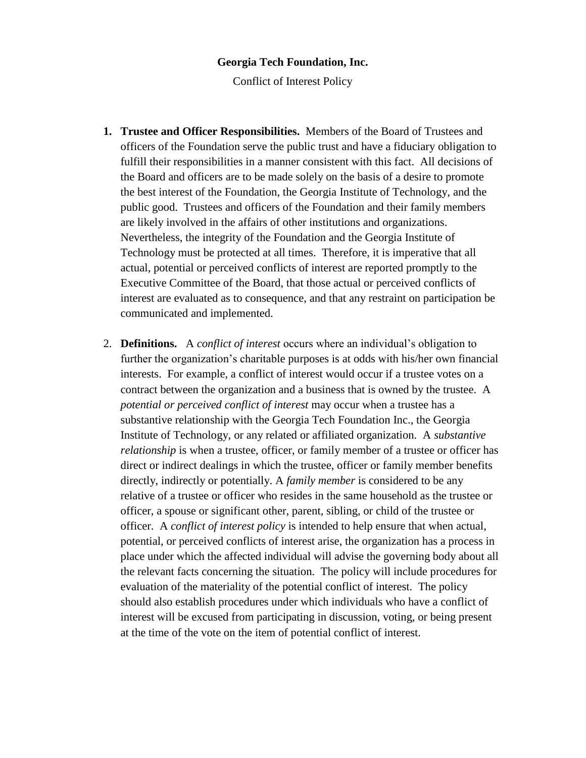**Georgia Tech Foundation, Inc.**

Conflict of Interest Policy

1. **Trustee and Officer Responsibilities.** Members of the Board of Trustees and officers of the Foundation serve the public trust and have a fiduciary obligation to fulfill their responsibilities in a manner consistent with this fact. All decisions of the Board and officers are to be made solely on the basis of a desire to promote the best interest of the Foundation, the Georgia Institute of Technology, and the public good. Trustees and officers of the Foundation and their family members are likely involved in the affairs of other institutions and organizations. Nevertheless, the integrity of the Foundation and the Georgia Institute of Technology must be protected at all times. Therefore, it is imperative that all actual, potential or perceived conflicts of interest are reported promptly to the Executive Committee of the Board, that those actual or perceived conflicts of interest are evaluated as to consequence, and that any restraint on participation be communicated and implemented.

2. **Definitions.** A *conflict of interest* occurs where an individual's obligation to further the organization's charitable purposes is at odds with his/her own financial interests. For example, a conflict of interest would occur if a trustee votes on a contract between the organization and a business that is owned by the trustee. A *potential or perceived conflict of interest* may occur when a trustee has a substantive relationship with the Georgia Tech Foundation Inc., the Georgia Institute of Technology, or any related or affiliated organization. A *substantive relationship* is when a trustee, officer, or family member of a trustee or officer has direct or indirect dealings in which the trustee, officer or family member benefits directly, indirectly or potentially. A *family member* is considered to be any relative of a trustee or officer who resides in the same household as the trustee or officer, a spouse or significant other, parent, sibling, or child of the trustee or officer. A *conflict of interest policy* is intended to help ensure that when actual, potential, or perceived conflicts of interest arise, the organization has a process in place under which the affected individual will advise the governing body about all the relevant facts concerning the situation. The policy will include procedures for evaluation of the materiality of the potential conflict of interest. The policy should also establish procedures under which individuals who have a conflict of interest will be excused from participating in discussion, voting, or being present at the time of the vote on the item of potential conflict of interest.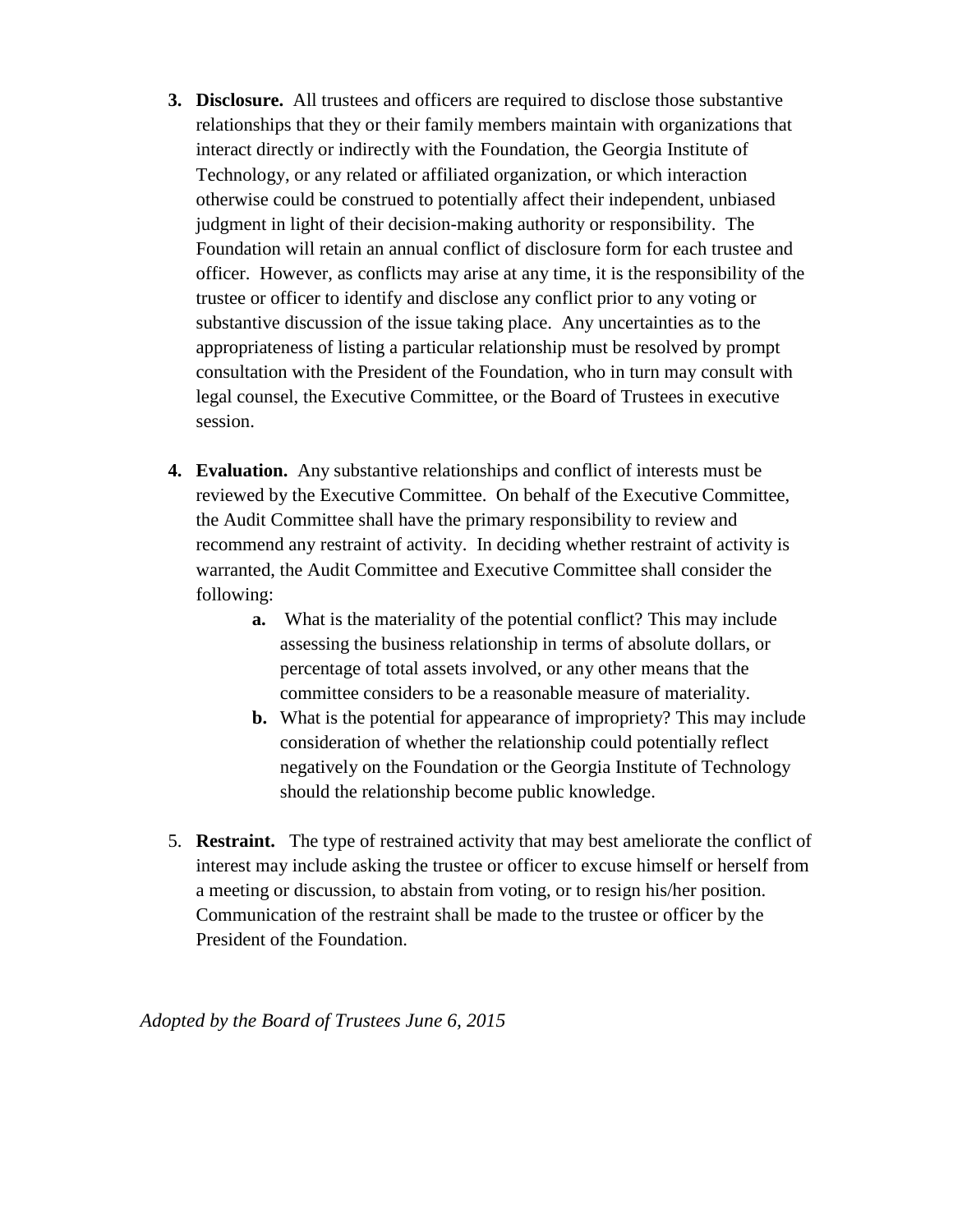3. **Disclosure.** All trustees and officers are required to disclose those substantive relationships that they or their family members maintain with organizations that interact directly or indirectly with the Foundation, the Georgia Institute of Technology, or any related or affiliated organization, or which interaction otherwise could be construed to potentially affect their independent, unbiased judgment in light of their decision-making authority or responsibility. The Foundation will retain an annual conflict of disclosure form for each trustee and officer. However, as conflicts may arise at any time, it is the responsibility of the trustee or officer to identify and disclose any conflict prior to any voting or substantive discussion of the issue taking place. Any uncertainties as to the appropriateness of listing a particular relationship must be resolved by prompt consultation with the President of the Foundation, who in turn may consult with legal counsel, the Executive Committee, or the Board of Trustees in executive session.

4. **Evaluation.** Any substantive relationships and conflict of interests must be reviewed by the Executive Committee. On behalf of the Executive Committee, the Audit Committee shall have the primary responsibility to review and recommend any restraint of activity. In deciding whether restraint of activity is warranted, the Audit Committee and Executive Committee shall consider the following:
   - **a.** What is the materiality of the potential conflict? This may include assessing the business relationship in terms of absolute dollars, or percentage of total assets involved, or any other means that the committee considers to be a reasonable measure of materiality.
   - **b.** What is the potential for appearance of impropriety? This may include consideration of whether the relationship could potentially reflect negatively on the Foundation or the Georgia Institute of Technology should the relationship become public knowledge.

5. **Restraint.** The type of restrained activity that may best ameliorate the conflict of interest may include asking the trustee or officer to excuse himself or herself from a meeting or discussion, to abstain from voting, or to resign his/her position. Communication of the restraint shall be made to the trustee or officer by the President of the Foundation.

*Adopted by the Board of Trustees June 6, 2015*